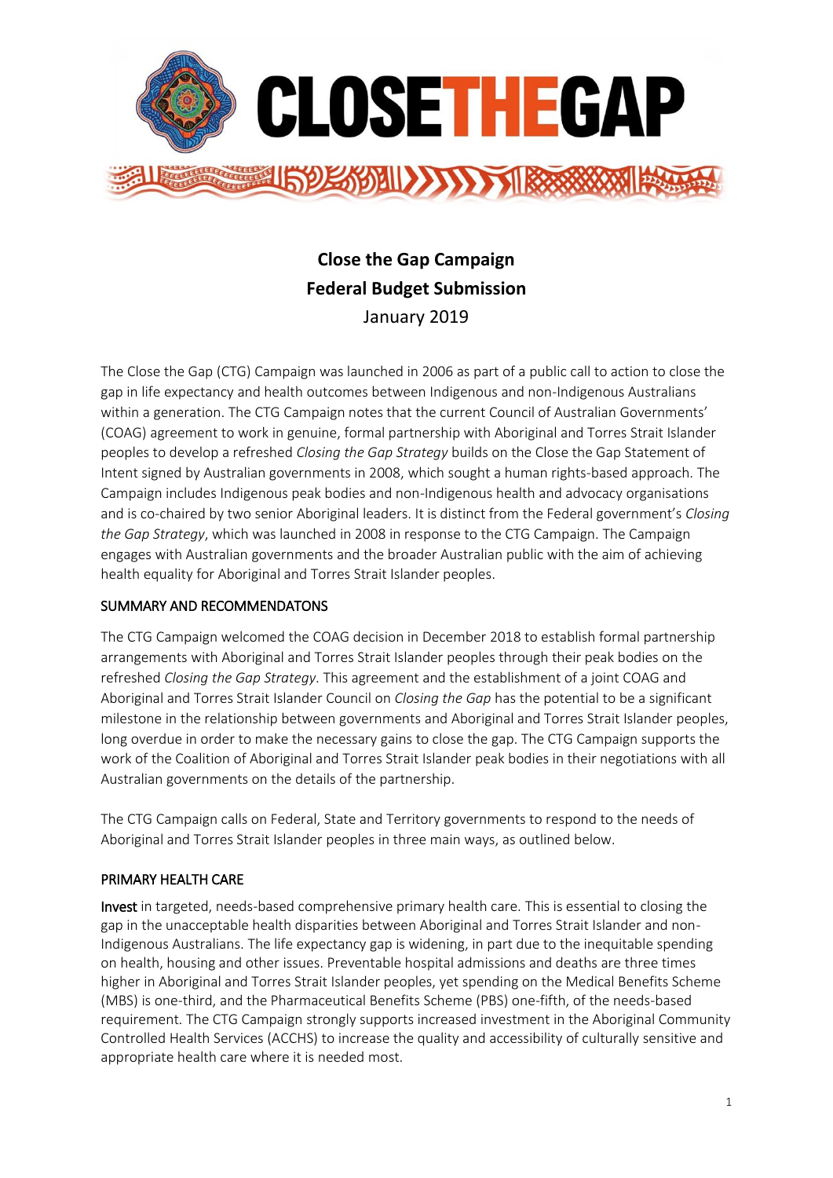# CLOSETHEGAP

## Close the Gap Campaign
## Federal Budget Submission
January 2019

The Close the Gap (CTG) Campaign was launched in 2006 as part of a public call to action to close the gap in life expectancy and health outcomes between Indigenous and non-Indigenous Australians within a generation. The CTG Campaign notes that the current Council of Australian Governments' (COAG) agreement to work in genuine, formal partnership with Aboriginal and Torres Strait Islander peoples to develop a refreshed *Closing the Gap Strategy* builds on the Close the Gap Statement of Intent signed by Australian governments in 2008, which sought a human rights-based approach. The Campaign includes Indigenous peak bodies and non-Indigenous health and advocacy organisations and is co-chaired by two senior Aboriginal leaders. It is distinct from the Federal government's *Closing the Gap Strategy*, which was launched in 2008 in response to the CTG Campaign. The Campaign engages with Australian governments and the broader Australian public with the aim of achieving health equality for Aboriginal and Torres Strait Islander peoples.

### SUMMARY AND RECOMMENDATONS

The CTG Campaign welcomed the COAG decision in December 2018 to establish formal partnership arrangements with Aboriginal and Torres Strait Islander peoples through their peak bodies on the refreshed *Closing the Gap Strategy*. This agreement and the establishment of a joint COAG and Aboriginal and Torres Strait Islander Council on *Closing the Gap* has the potential to be a significant milestone in the relationship between governments and Aboriginal and Torres Strait Islander peoples, long overdue in order to make the necessary gains to close the gap. The CTG Campaign supports the work of the Coalition of Aboriginal and Torres Strait Islander peak bodies in their negotiations with all Australian governments on the details of the partnership.

The CTG Campaign calls on Federal, State and Territory governments to respond to the needs of Aboriginal and Torres Strait Islander peoples in three main ways, as outlined below.

### PRIMARY HEALTH CARE

**Invest** in targeted, needs-based comprehensive primary health care. This is essential to closing the gap in the unacceptable health disparities between Aboriginal and Torres Strait Islander and non-Indigenous Australians. The life expectancy gap is widening, in part due to the inequitable spending on health, housing and other issues. Preventable hospital admissions and deaths are three times higher in Aboriginal and Torres Strait Islander peoples, yet spending on the Medical Benefits Scheme (MBS) is one-third, and the Pharmaceutical Benefits Scheme (PBS) one-fifth, of the needs-based requirement. The CTG Campaign strongly supports increased investment in the Aboriginal Community Controlled Health Services (ACCHS) to increase the quality and accessibility of culturally sensitive and appropriate health care where it is needed most.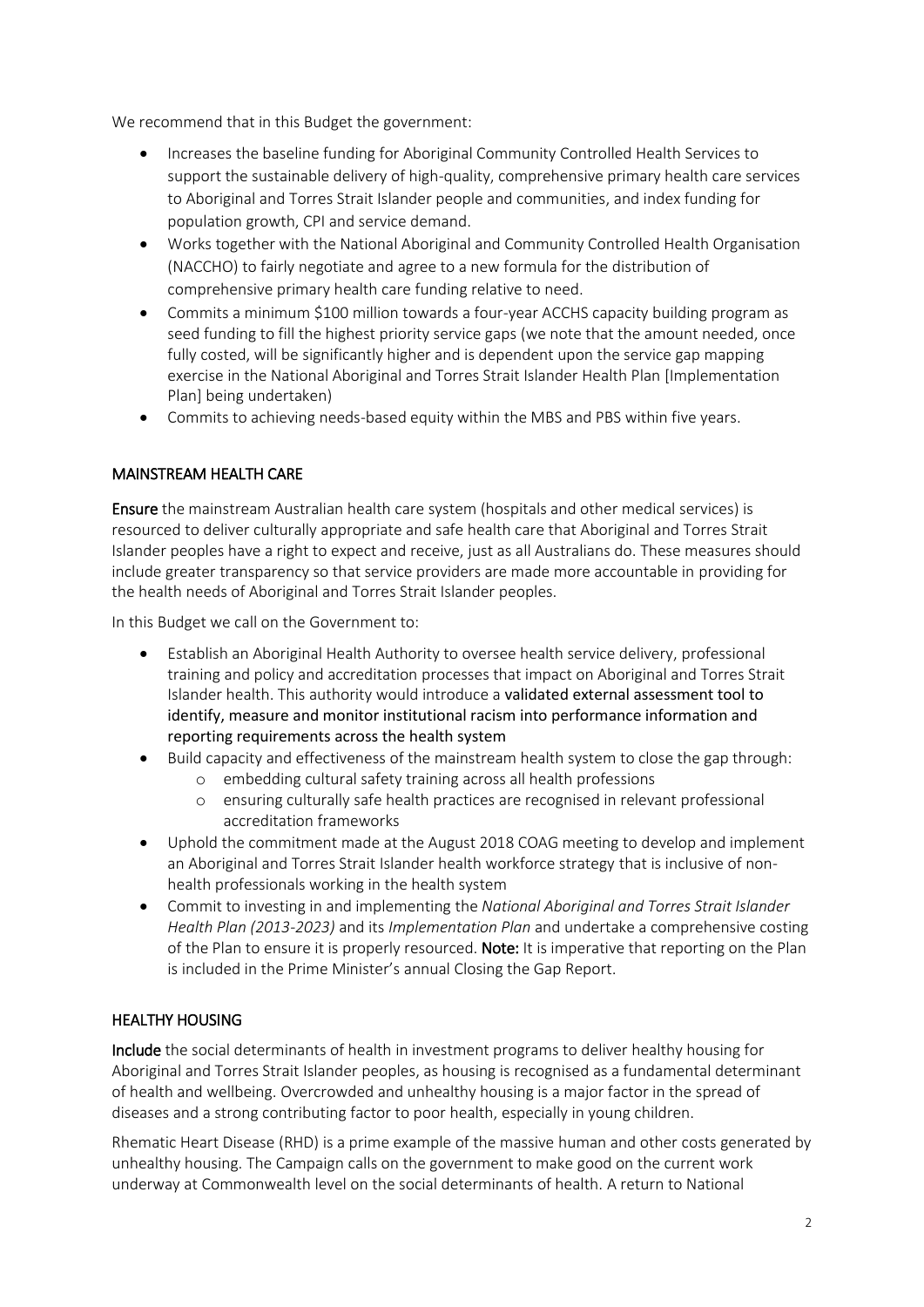We recommend that in this Budget the government:

- Increases the baseline funding for Aboriginal Community Controlled Health Services to support the sustainable delivery of high-quality, comprehensive primary health care services to Aboriginal and Torres Strait Islander people and communities, and index funding for population growth, CPI and service demand.
- Works together with the National Aboriginal and Community Controlled Health Organisation (NACCHO) to fairly negotiate and agree to a new formula for the distribution of comprehensive primary health care funding relative to need.
- Commits a minimum $100 million towards a four-year ACCHS capacity building program as seed funding to fill the highest priority service gaps (we note that the amount needed, once fully costed, will be significantly higher and is dependent upon the service gap mapping exercise in the National Aboriginal and Torres Strait Islander Health Plan [Implementation Plan] being undertaken)
- Commits to achieving needs-based equity within the MBS and PBS within five years.

## MAINSTREAM HEALTH CARE

**Ensure** the mainstream Australian health care system (hospitals and other medical services) is resourced to deliver culturally appropriate and safe health care that Aboriginal and Torres Strait Islander peoples have a right to expect and receive, just as all Australians do. These measures should include greater transparency so that service providers are made more accountable in providing for the health needs of Aboriginal and Torres Strait Islander peoples.

In this Budget we call on the Government to:

- Establish an Aboriginal Health Authority to oversee health service delivery, professional training and policy and accreditation processes that impact on Aboriginal and Torres Strait Islander health. This authority would introduce a validated external assessment tool to identify, measure and monitor institutional racism into performance information and reporting requirements across the health system
- Build capacity and effectiveness of the mainstream health system to close the gap through:
  - embedding cultural safety training across all health professions
  - ensuring culturally safe health practices are recognised in relevant professional accreditation frameworks
- Uphold the commitment made at the August 2018 COAG meeting to develop and implement an Aboriginal and Torres Strait Islander health workforce strategy that is inclusive of non-health professionals working in the health system
- Commit to investing in and implementing the *National Aboriginal and Torres Strait Islander Health Plan (2013-2023)* and its *Implementation Plan* and undertake a comprehensive costing of the Plan to ensure it is properly resourced. **Note:** It is imperative that reporting on the Plan is included in the Prime Minister's annual Closing the Gap Report.

## HEALTHY HOUSING

**Include** the social determinants of health in investment programs to deliver healthy housing for Aboriginal and Torres Strait Islander peoples, as housing is recognised as a fundamental determinant of health and wellbeing. Overcrowded and unhealthy housing is a major factor in the spread of diseases and a strong contributing factor to poor health, especially in young children.

Rhematic Heart Disease (RHD) is a prime example of the massive human and other costs generated by unhealthy housing. The Campaign calls on the government to make good on the current work underway at Commonwealth level on the social determinants of health. A return to National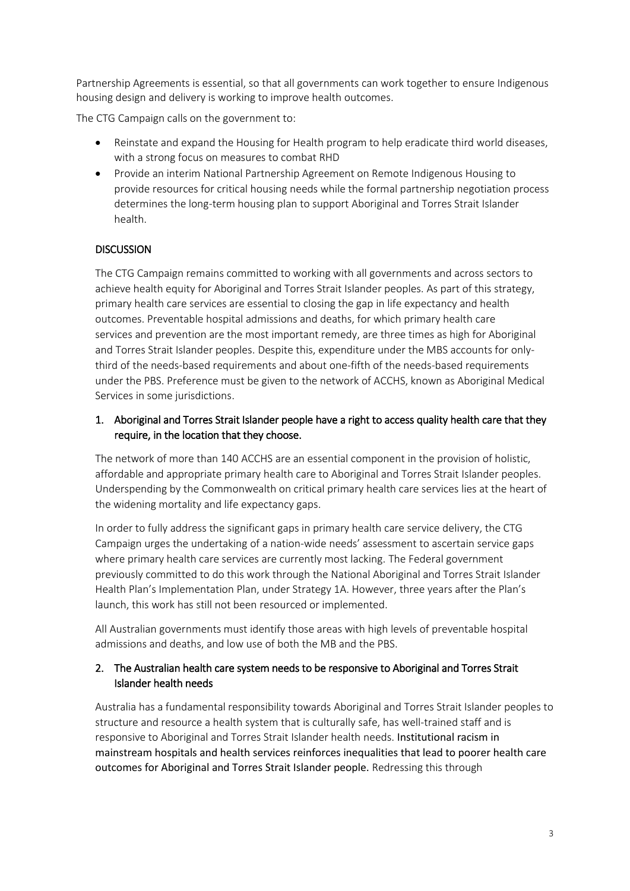Partnership Agreements is essential, so that all governments can work together to ensure Indigenous housing design and delivery is working to improve health outcomes.

The CTG Campaign calls on the government to:

- Reinstate and expand the Housing for Health program to help eradicate third world diseases, with a strong focus on measures to combat RHD
- Provide an interim National Partnership Agreement on Remote Indigenous Housing to provide resources for critical housing needs while the formal partnership negotiation process determines the long-term housing plan to support Aboriginal and Torres Strait Islander health.

## DISCUSSION

The CTG Campaign remains committed to working with all governments and across sectors to achieve health equity for Aboriginal and Torres Strait Islander peoples. As part of this strategy, primary health care services are essential to closing the gap in life expectancy and health outcomes. Preventable hospital admissions and deaths, for which primary health care services and prevention are the most important remedy, are three times as high for Aboriginal and Torres Strait Islander peoples. Despite this, expenditure under the MBS accounts for only-third of the needs-based requirements and about one-fifth of the needs-based requirements under the PBS. Preference must be given to the network of ACCHS, known as Aboriginal Medical Services in some jurisdictions.

### 1. Aboriginal and Torres Strait Islander people have a right to access quality health care that they require, in the location that they choose.

The network of more than 140 ACCHS are an essential component in the provision of holistic, affordable and appropriate primary health care to Aboriginal and Torres Strait Islander peoples. Underspending by the Commonwealth on critical primary health care services lies at the heart of the widening mortality and life expectancy gaps.

In order to fully address the significant gaps in primary health care service delivery, the CTG Campaign urges the undertaking of a nation-wide needs' assessment to ascertain service gaps where primary health care services are currently most lacking. The Federal government previously committed to do this work through the National Aboriginal and Torres Strait Islander Health Plan's Implementation Plan, under Strategy 1A. However, three years after the Plan's launch, this work has still not been resourced or implemented.

All Australian governments must identify those areas with high levels of preventable hospital admissions and deaths, and low use of both the MB and the PBS.

### 2. The Australian health care system needs to be responsive to Aboriginal and Torres Strait Islander health needs

Australia has a fundamental responsibility towards Aboriginal and Torres Strait Islander peoples to structure and resource a health system that is culturally safe, has well-trained staff and is responsive to Aboriginal and Torres Strait Islander health needs. Institutional racism in mainstream hospitals and health services reinforces inequalities that lead to poorer health care outcomes for Aboriginal and Torres Strait Islander people. Redressing this through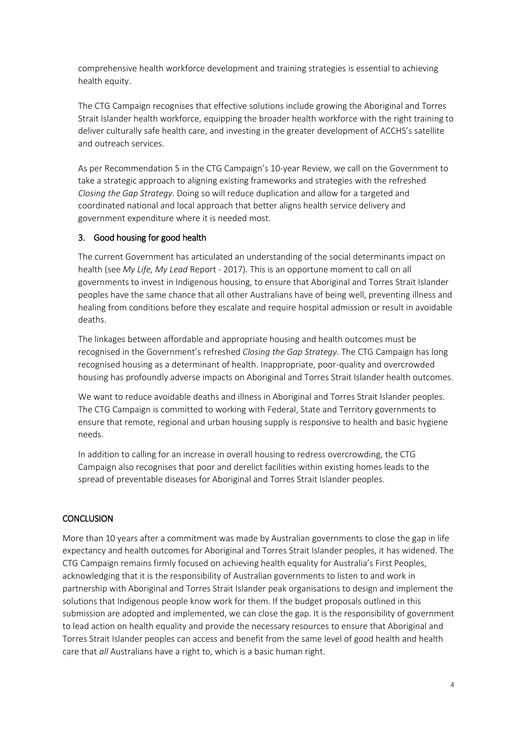comprehensive health workforce development and training strategies is essential to achieving health equity.

The CTG Campaign recognises that effective solutions include growing the Aboriginal and Torres Strait Islander health workforce, equipping the broader health workforce with the right training to deliver culturally safe health care, and investing in the greater development of ACCHS's satellite and outreach services.

As per Recommendation 5 in the CTG Campaign's 10-year Review, we call on the Government to take a strategic approach to aligning existing frameworks and strategies with the refreshed *Closing the Gap Strategy*. Doing so will reduce duplication and allow for a targeted and coordinated national and local approach that better aligns health service delivery and government expenditure where it is needed most.

### 3. Good housing for good health

The current Government has articulated an understanding of the social determinants impact on health (see *My Life, My Lead* Report - 2017). This is an opportune moment to call on all governments to invest in Indigenous housing, to ensure that Aboriginal and Torres Strait Islander peoples have the same chance that all other Australians have of being well, preventing illness and healing from conditions before they escalate and require hospital admission or result in avoidable deaths.

The linkages between affordable and appropriate housing and health outcomes must be recognised in the Government's refreshed *Closing the Gap Strategy*. The CTG Campaign has long recognised housing as a determinant of health. Inappropriate, poor-quality and overcrowded housing has profoundly adverse impacts on Aboriginal and Torres Strait Islander health outcomes.

We want to reduce avoidable deaths and illness in Aboriginal and Torres Strait Islander peoples. The CTG Campaign is committed to working with Federal, State and Territory governments to ensure that remote, regional and urban housing supply is responsive to health and basic hygiene needs.

In addition to calling for an increase in overall housing to redress overcrowding, the CTG Campaign also recognises that poor and derelict facilities within existing homes leads to the spread of preventable diseases for Aboriginal and Torres Strait Islander peoples.

## CONCLUSION

More than 10 years after a commitment was made by Australian governments to close the gap in life expectancy and health outcomes for Aboriginal and Torres Strait Islander peoples, it has widened. The CTG Campaign remains firmly focused on achieving health equality for Australia's First Peoples, acknowledging that it is the responsibility of Australian governments to listen to and work in partnership with Aboriginal and Torres Strait Islander peak organisations to design and implement the solutions that Indigenous people know work for them. If the budget proposals outlined in this submission are adopted and implemented, we can close the gap. It is the responsibility of government to lead action on health equality and provide the necessary resources to ensure that Aboriginal and Torres Strait Islander peoples can access and benefit from the same level of good health and health care that *all* Australians have a right to, which is a basic human right.